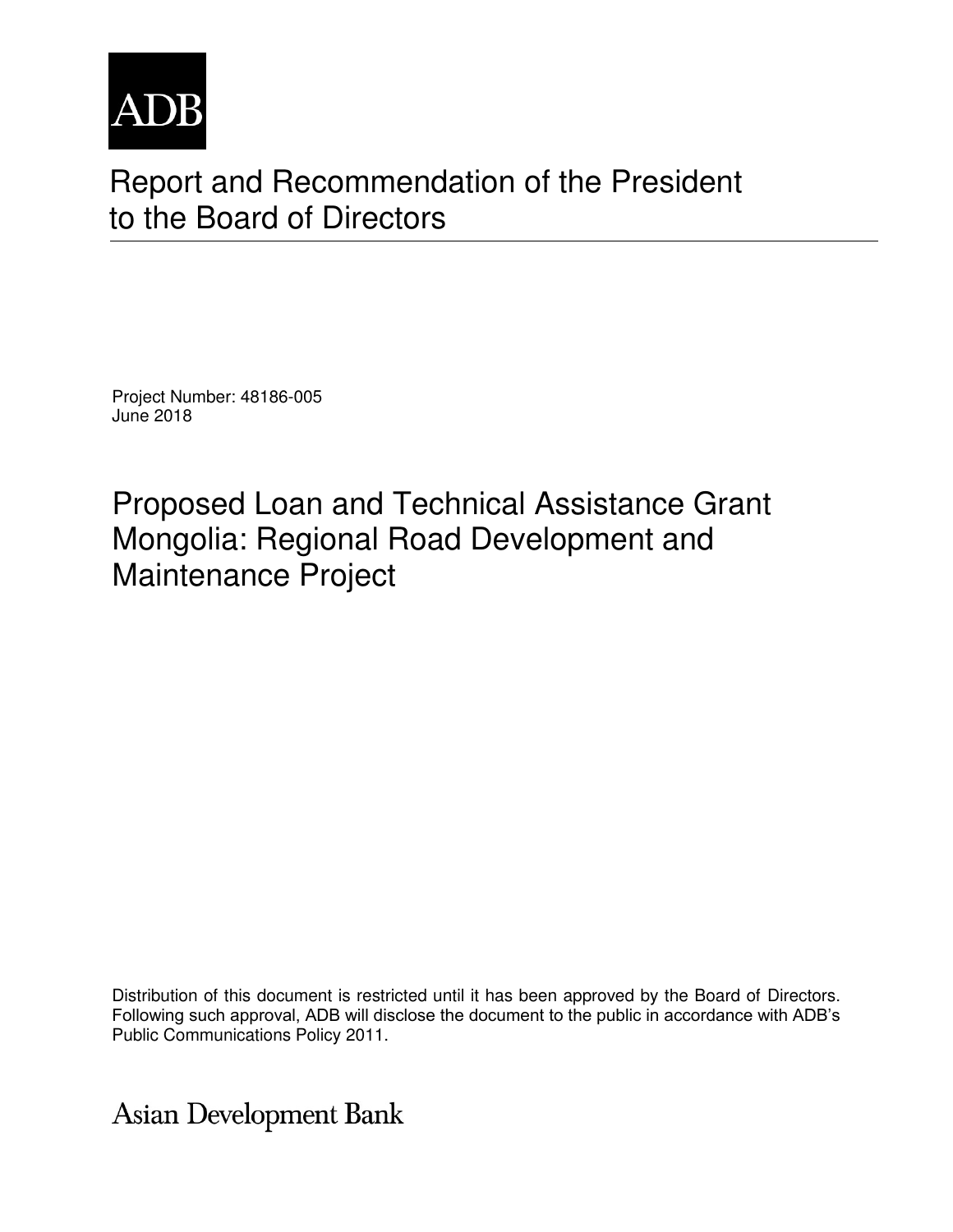ADB

# Report and Recommendation of the President to the Board of Directors

Project Number: 48186-005
June 2018

## Proposed Loan and Technical Assistance Grant Mongolia: Regional Road Development and Maintenance Project

Distribution of this document is restricted until it has been approved by the Board of Directors. Following such approval, ADB will disclose the document to the public in accordance with ADB's Public Communications Policy 2011.

Asian Development Bank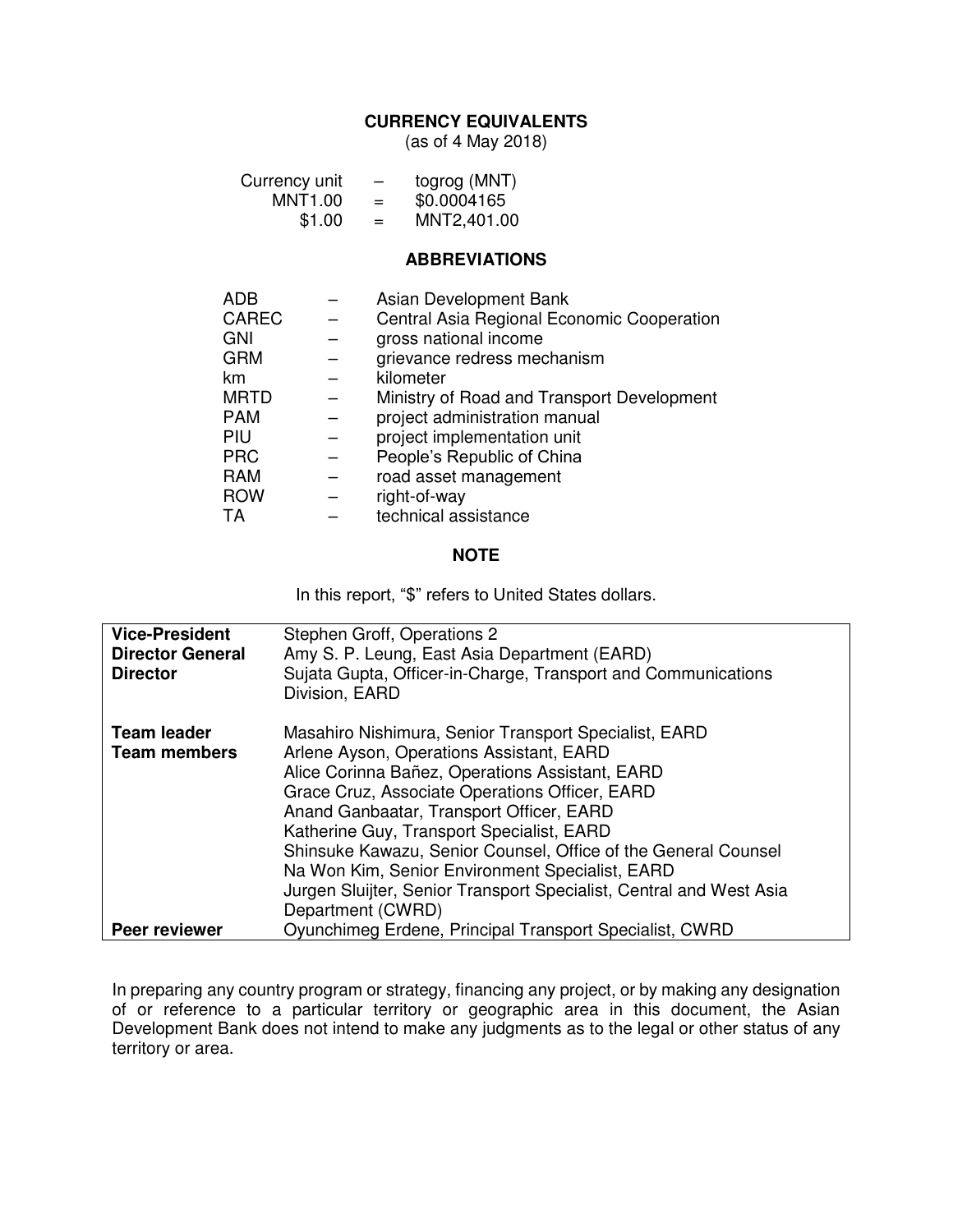## CURRENCY EQUIVALENTS

(as of 4 May 2018)

| | | |
|---|---|---|
| Currency unit | – | togrog (MNT) |
| MNT1.00 | = | $0.0004165 |
| $1.00 | = | MNT2,401.00 |

## ABBREVIATIONS

| | | |
|---|---|---|
| ADB | – | Asian Development Bank |
| CAREC | – | Central Asia Regional Economic Cooperation |
| GNI | – | gross national income |
| GRM | – | grievance redress mechanism |
| km | – | kilometer |
| MRTD | – | Ministry of Road and Transport Development |
| PAM | – | project administration manual |
| PIU | – | project implementation unit |
| PRC | – | People's Republic of China |
| RAM | – | road asset management |
| ROW | – | right-of-way |
| TA | – | technical assistance |

## NOTE

In this report, "$" refers to United States dollars.

| | |
|---|---|
| **Vice-President** | Stephen Groff, Operations 2 |
| **Director General** | Amy S. P. Leung, East Asia Department (EARD) |
| **Director** | Sujata Gupta, Officer-in-Charge, Transport and Communications Division, EARD |
| **Team leader** | Masahiro Nishimura, Senior Transport Specialist, EARD |
| **Team members** | Arlene Ayson, Operations Assistant, EARD<br>Alice Corinna Bañez, Operations Assistant, EARD<br>Grace Cruz, Associate Operations Officer, EARD<br>Anand Ganbaatar, Transport Officer, EARD<br>Katherine Guy, Transport Specialist, EARD<br>Shinsuke Kawazu, Senior Counsel, Office of the General Counsel<br>Na Won Kim, Senior Environment Specialist, EARD<br>Jurgen Sluijter, Senior Transport Specialist, Central and West Asia Department (CWRD) |
| **Peer reviewer** | Oyunchimeg Erdene, Principal Transport Specialist, CWRD |

In preparing any country program or strategy, financing any project, or by making any designation of or reference to a particular territory or geographic area in this document, the Asian Development Bank does not intend to make any judgments as to the legal or other status of any territory or area.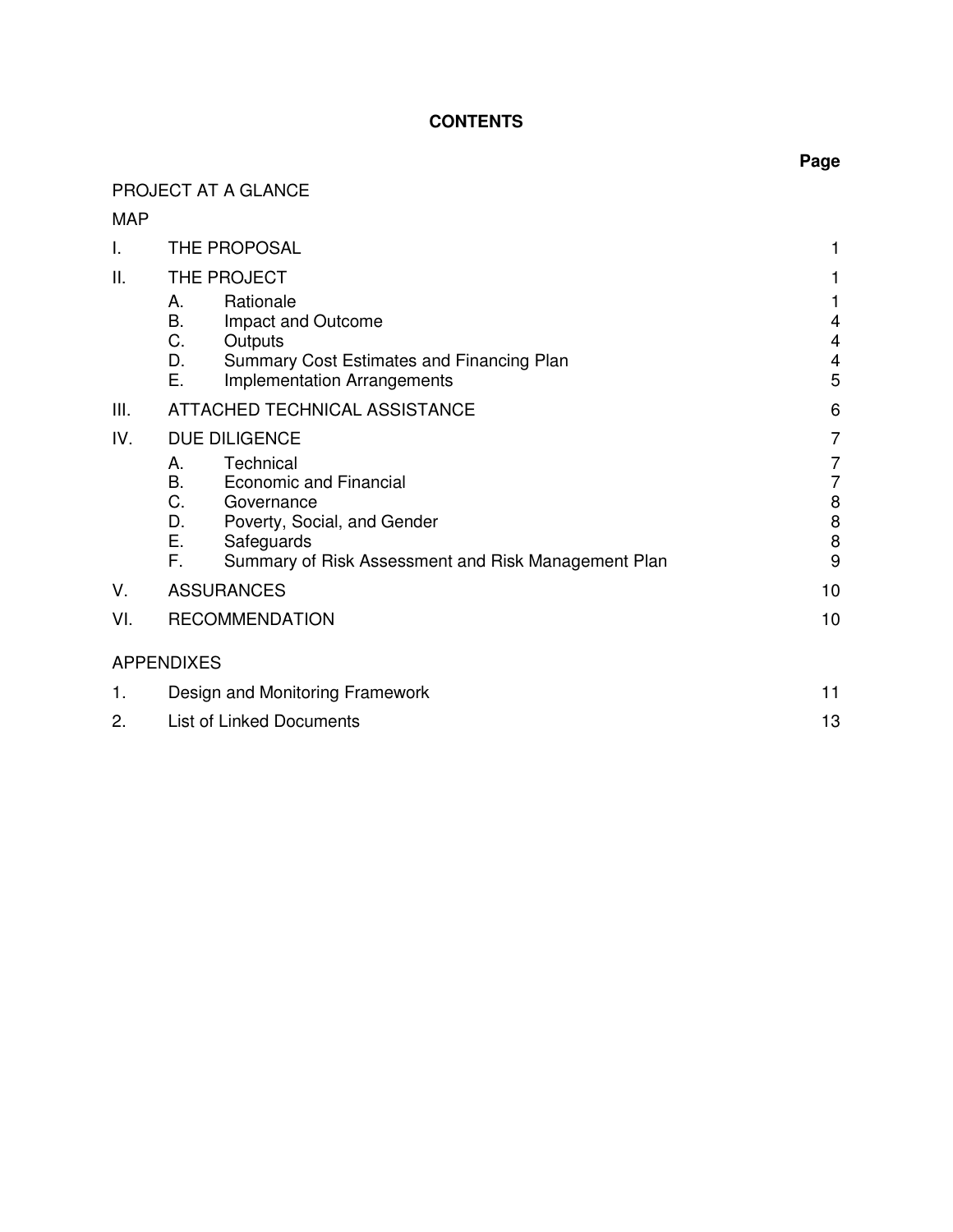# CONTENTS

| | | Page |
|---|---|---|
| PROJECT AT A GLANCE | | |
| MAP | | |
| I. | THE PROPOSAL | 1 |
| II. | THE PROJECT | 1 |
| | A. Rationale | 1 |
| | B. Impact and Outcome | 4 |
| | C. Outputs | 4 |
| | D. Summary Cost Estimates and Financing Plan | 4 |
| | E. Implementation Arrangements | 5 |
| III. | ATTACHED TECHNICAL ASSISTANCE | 6 |
| IV. | DUE DILIGENCE | 7 |
| | A. Technical | 7 |
| | B. Economic and Financial | 7 |
| | C. Governance | 8 |
| | D. Poverty, Social, and Gender | 8 |
| | E. Safeguards | 8 |
| | F. Summary of Risk Assessment and Risk Management Plan | 9 |
| V. | ASSURANCES | 10 |
| VI. | RECOMMENDATION | 10 |
| APPENDIXES | | |
| 1. | Design and Monitoring Framework | 11 |
| 2. | List of Linked Documents | 13 |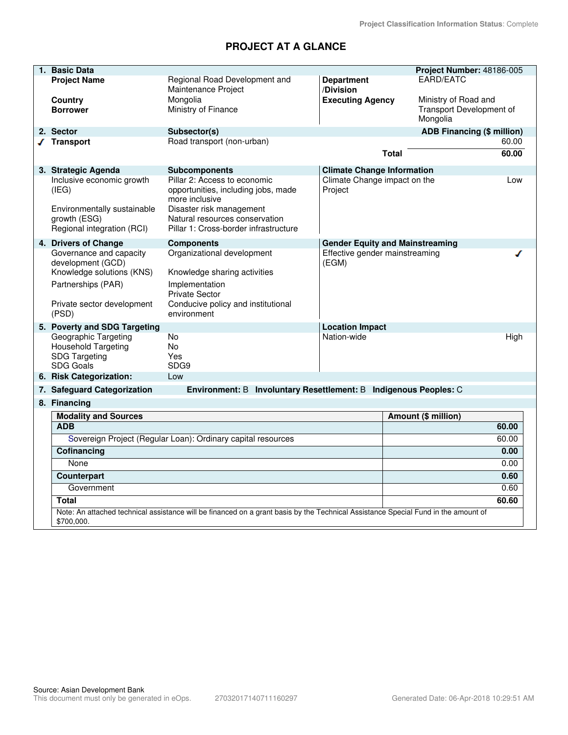Project Classification Information Status: Complete

# PROJECT AT A GLANCE

| 1. Basic Data | | | Project Number: 48186-005 |
|---|---|---|---|
| Project Name | Regional Road Development and Maintenance Project | Department /Division | EARD/EATC |
| Country | Mongolia | Executing Agency | Ministry of Road and Transport Development of Mongolia |
| Borrower | Ministry of Finance | | |

| 2. Sector | Subsector(s) | ADB Financing ($ million) |
|---|---|---|
| ✓ Transport | Road transport (non-urban) | 60.00 |
| | Total | 60.00 |

| 3. Strategic Agenda | Subcomponents | Climate Change Information | |
|---|---|---|---|
| Inclusive economic growth (IEG) | Pillar 2: Access to economic opportunities, including jobs, made more inclusive | Climate Change impact on the Project | Low |
| Environmentally sustainable growth (ESG) | Disaster risk management<br>Natural resources conservation | | |
| Regional integration (RCI) | Pillar 1: Cross-border infrastructure | | |

| 4. Drivers of Change | Components | Gender Equity and Mainstreaming | |
|---|---|---|---|
| Governance and capacity development (GCD) | Organizational development | Effective gender mainstreaming (EGM) | ✓ |
| Knowledge solutions (KNS) | Knowledge sharing activities | | |
| Partnerships (PAR) | Implementation<br>Private Sector | | |
| Private sector development (PSD) | Conducive policy and institutional environment | | |

| 5. Poverty and SDG Targeting | | Location Impact | |
|---|---|---|---|
| Geographic Targeting | No | Nation-wide | High |
| Household Targeting | No | | |
| SDG Targeting | Yes | | |
| SDG Goals | SDG9 | | |

**6. Risk Categorization:** Low

**7. Safeguard Categorization** Environment: B Involuntary Resettlement: B Indigenous Peoples: C

**8. Financing**

| Modality and Sources | Amount ($ million) |
|---|---|
| **ADB** | **60.00** |
| Sovereign Project (Regular Loan): Ordinary capital resources | 60.00 |
| **Cofinancing** | **0.00** |
| None | 0.00 |
| **Counterpart** | **0.60** |
| Government | 0.60 |
| **Total** | **60.60** |

Note: An attached technical assistance will be financed on a grant basis by the Technical Assistance Special Fund in the amount of $700,000.

Source: Asian Development Bank
This document must only be generated in eOps. 27032017140711160297 Generated Date: 06-Apr-2018 10:29:51 AM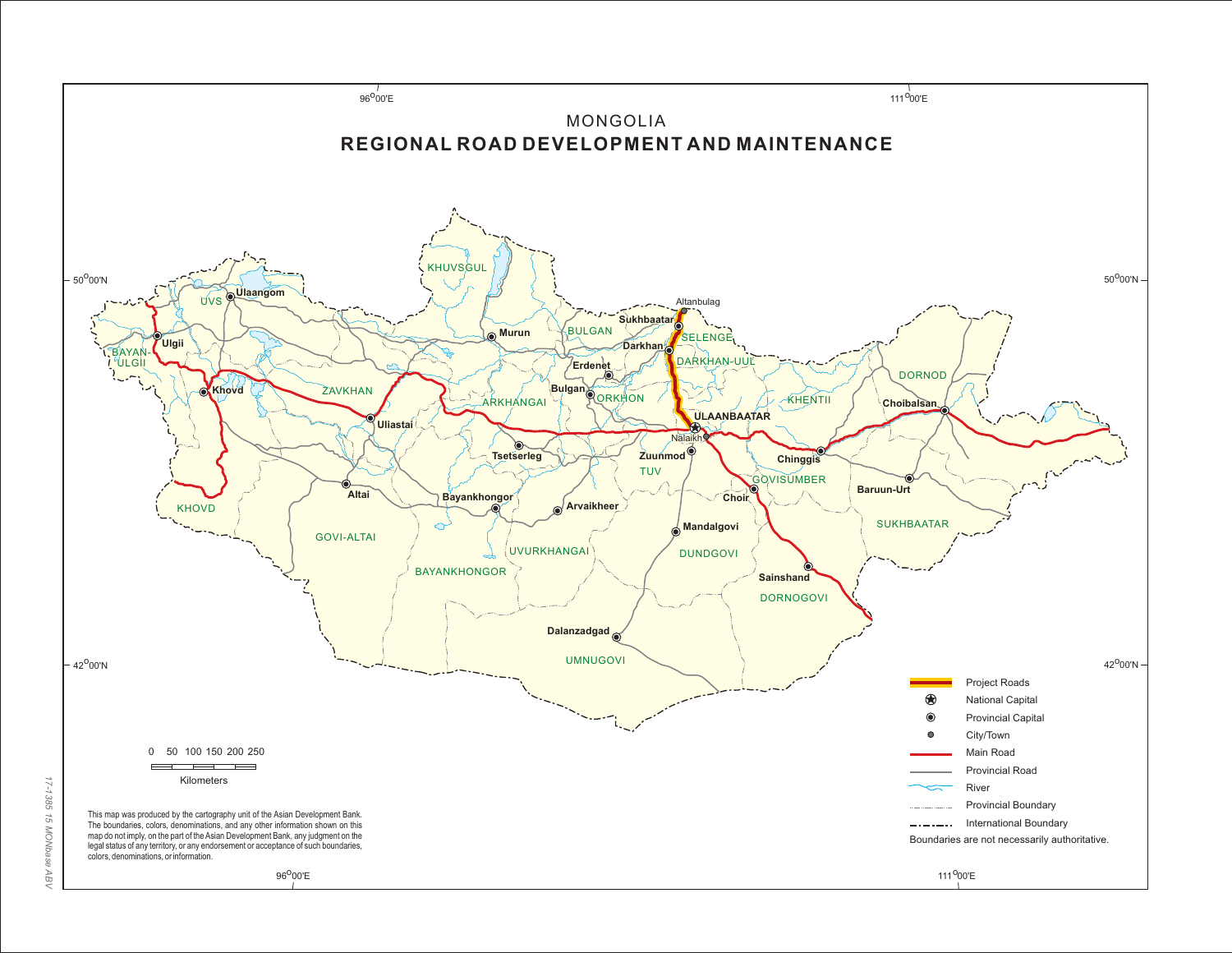MONGOLIA

# REGIONAL ROAD DEVELOPMENT AND MAINTENANCE

96°00'E

111°00'E

50°00'N

42°00'N

UVS, Ulaangom, KHUVSGUL, Murun, BULGAN, Altanbulag, Sukhbaatar, SELENGE, Darkhan, DARKHAN-UUL, Erdenet, Bulgan, ORKHON, ARKHANGAI, Ulgii, BAYAN-ULGII, Khovd, ZAVKHAN, Uliastai, Tsetserleg, ULAANBAATAR, Nalaikh, Zuunmod, TUV, KHENTII, DORNOD, Choibalsan, Chinggis, GOVISUMBER, Choir, Baruun-Urt, SUKHBAATAR, Altai, KHOVD, GOVI-ALTAI, Bayankhongor, Arvaikheer, UVURKHANGAI, BAYANKHONGOR, Mandalgovi, DUNDGOVI, Sainshand, DORNOGOVI, Dalanzadgad, UMNUGOVI

0 50 100 150 200 250

Kilometers

- Project Roads
- National Capital
- Provincial Capital
- City/Town
- Main Road
- Provincial Road
- River
- Provincial Boundary
- International Boundary

Boundaries are not necessarily authoritative.

This map was produced by the cartography unit of the Asian Development Bank. The boundaries, colors, denominations, and any other information shown on this map do not imply, on the part of the Asian Development Bank, any judgment on the legal status of any territory, or any endorsement or acceptance of such boundaries, colors, denominations, or information.

17-1385 15 MONbase ABV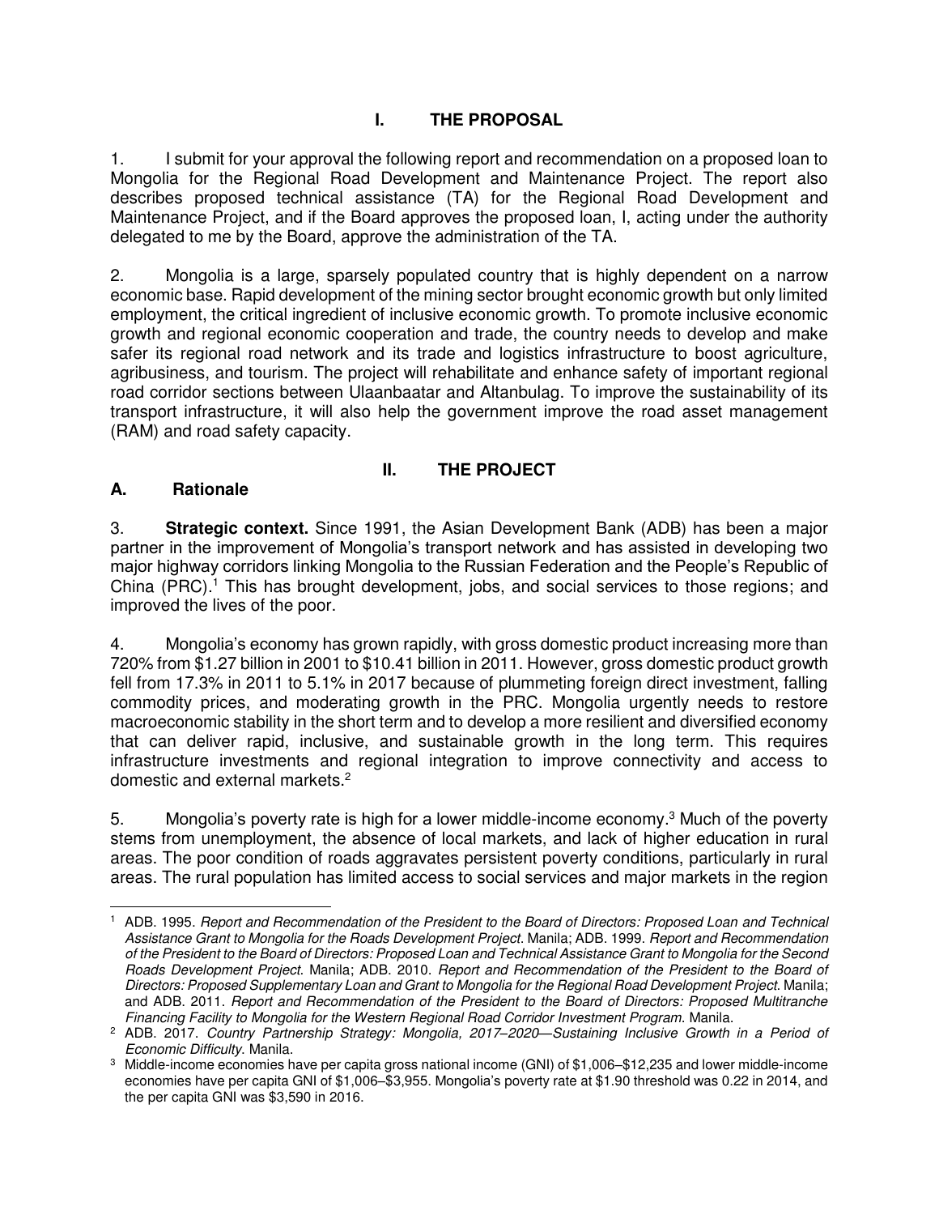# I. THE PROPOSAL

1. I submit for your approval the following report and recommendation on a proposed loan to Mongolia for the Regional Road Development and Maintenance Project. The report also describes proposed technical assistance (TA) for the Regional Road Development and Maintenance Project, and if the Board approves the proposed loan, I, acting under the authority delegated to me by the Board, approve the administration of the TA.

2. Mongolia is a large, sparsely populated country that is highly dependent on a narrow economic base. Rapid development of the mining sector brought economic growth but only limited employment, the critical ingredient of inclusive economic growth. To promote inclusive economic growth and regional economic cooperation and trade, the country needs to develop and make safer its regional road network and its trade and logistics infrastructure to boost agriculture, agribusiness, and tourism. The project will rehabilitate and enhance safety of important regional road corridor sections between Ulaanbaatar and Altanbulag. To improve the sustainability of its transport infrastructure, it will also help the government improve the road asset management (RAM) and road safety capacity.

# II. THE PROJECT

## A. Rationale

3. **Strategic context.** Since 1991, the Asian Development Bank (ADB) has been a major partner in the improvement of Mongolia's transport network and has assisted in developing two major highway corridors linking Mongolia to the Russian Federation and the People's Republic of China (PRC).[1] This has brought development, jobs, and social services to those regions; and improved the lives of the poor.

4. Mongolia's economy has grown rapidly, with gross domestic product increasing more than 720% from $1.27 billion in 2001 to $10.41 billion in 2011. However, gross domestic product growth fell from 17.3% in 2011 to 5.1% in 2017 because of plummeting foreign direct investment, falling commodity prices, and moderating growth in the PRC. Mongolia urgently needs to restore macroeconomic stability in the short term and to develop a more resilient and diversified economy that can deliver rapid, inclusive, and sustainable growth in the long term. This requires infrastructure investments and regional integration to improve connectivity and access to domestic and external markets.[2]

5. Mongolia's poverty rate is high for a lower middle-income economy.[3] Much of the poverty stems from unemployment, the absence of local markets, and lack of higher education in rural areas. The poor condition of roads aggravates persistent poverty conditions, particularly in rural areas. The rural population has limited access to social services and major markets in the region

---

[1] ADB. 1995. *Report and Recommendation of the President to the Board of Directors: Proposed Loan and Technical Assistance Grant to Mongolia for the Roads Development Project*. Manila; ADB. 1999. *Report and Recommendation of the President to the Board of Directors: Proposed Loan and Technical Assistance Grant to Mongolia for the Second Roads Development Project*. Manila; ADB. 2010. *Report and Recommendation of the President to the Board of Directors: Proposed Supplementary Loan and Grant to Mongolia for the Regional Road Development Project*. Manila; and ADB. 2011. *Report and Recommendation of the President to the Board of Directors: Proposed Multitranche Financing Facility to Mongolia for the Western Regional Road Corridor Investment Program*. Manila.

[2] ADB. 2017. *Country Partnership Strategy: Mongolia, 2017–2020—Sustaining Inclusive Growth in a Period of Economic Difficulty*. Manila.

[3] Middle-income economies have per capita gross national income (GNI) of $1,006–$12,235 and lower middle-income economies have per capita GNI of $1,006–$3,955. Mongolia's poverty rate at $1.90 threshold was 0.22 in 2014, and the per capita GNI was $3,590 in 2016.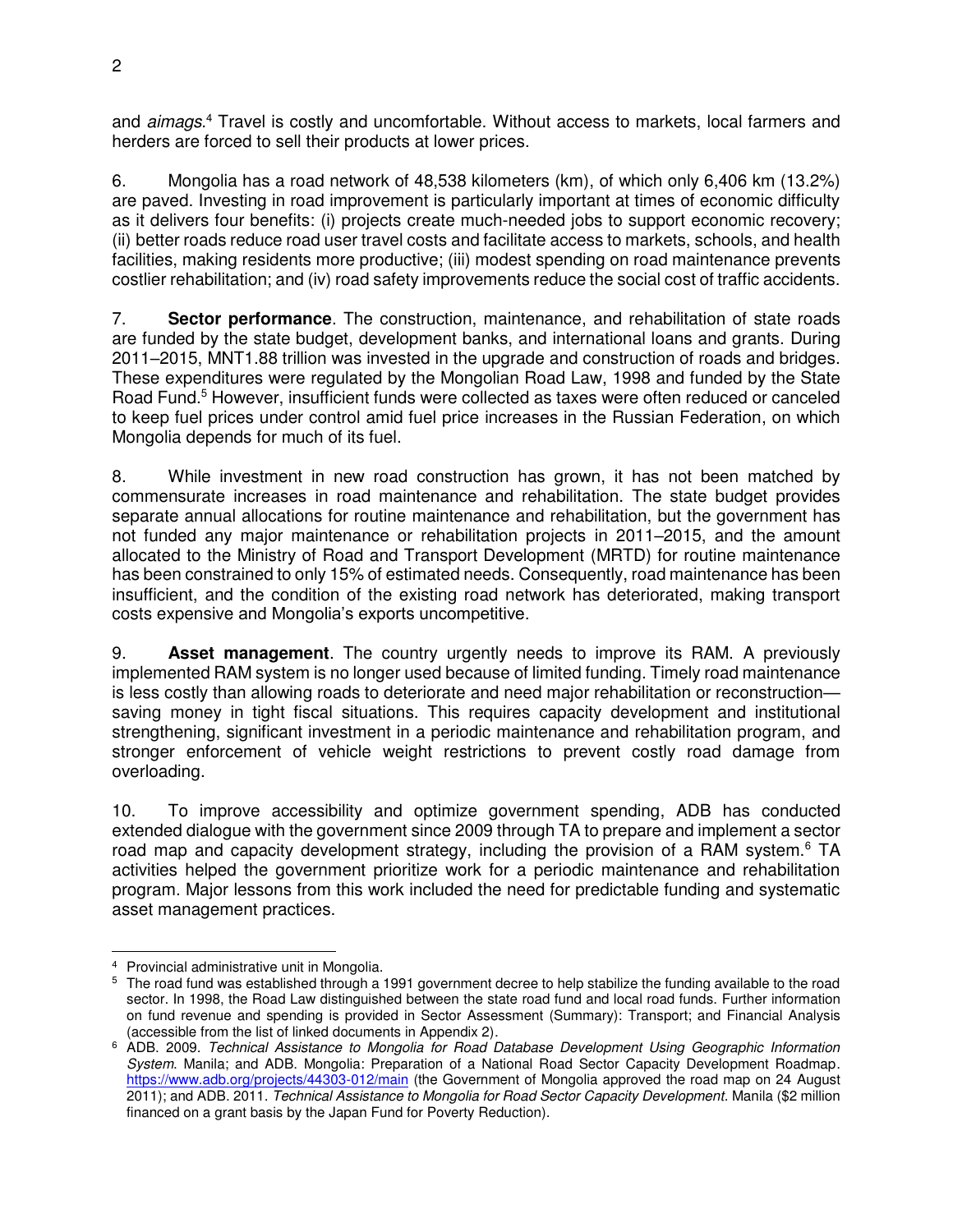and *aimags*.[4] Travel is costly and uncomfortable. Without access to markets, local farmers and herders are forced to sell their products at lower prices.

6. Mongolia has a road network of 48,538 kilometers (km), of which only 6,406 km (13.2%) are paved. Investing in road improvement is particularly important at times of economic difficulty as it delivers four benefits: (i) projects create much-needed jobs to support economic recovery; (ii) better roads reduce road user travel costs and facilitate access to markets, schools, and health facilities, making residents more productive; (iii) modest spending on road maintenance prevents costlier rehabilitation; and (iv) road safety improvements reduce the social cost of traffic accidents.

7. **Sector performance**. The construction, maintenance, and rehabilitation of state roads are funded by the state budget, development banks, and international loans and grants. During 2011–2015, MNT1.88 trillion was invested in the upgrade and construction of roads and bridges. These expenditures were regulated by the Mongolian Road Law, 1998 and funded by the State Road Fund.[5] However, insufficient funds were collected as taxes were often reduced or canceled to keep fuel prices under control amid fuel price increases in the Russian Federation, on which Mongolia depends for much of its fuel.

8. While investment in new road construction has grown, it has not been matched by commensurate increases in road maintenance and rehabilitation. The state budget provides separate annual allocations for routine maintenance and rehabilitation, but the government has not funded any major maintenance or rehabilitation projects in 2011–2015, and the amount allocated to the Ministry of Road and Transport Development (MRTD) for routine maintenance has been constrained to only 15% of estimated needs. Consequently, road maintenance has been insufficient, and the condition of the existing road network has deteriorated, making transport costs expensive and Mongolia's exports uncompetitive.

9. **Asset management**. The country urgently needs to improve its RAM. A previously implemented RAM system is no longer used because of limited funding. Timely road maintenance is less costly than allowing roads to deteriorate and need major rehabilitation or reconstruction—saving money in tight fiscal situations. This requires capacity development and institutional strengthening, significant investment in a periodic maintenance and rehabilitation program, and stronger enforcement of vehicle weight restrictions to prevent costly road damage from overloading.

10. To improve accessibility and optimize government spending, ADB has conducted extended dialogue with the government since 2009 through TA to prepare and implement a sector road map and capacity development strategy, including the provision of a RAM system.[6] TA activities helped the government prioritize work for a periodic maintenance and rehabilitation program. Major lessons from this work included the need for predictable funding and systematic asset management practices.

---

[4] Provincial administrative unit in Mongolia.

[5] The road fund was established through a 1991 government decree to help stabilize the funding available to the road sector. In 1998, the Road Law distinguished between the state road fund and local road funds. Further information on fund revenue and spending is provided in Sector Assessment (Summary): Transport; and Financial Analysis (accessible from the list of linked documents in Appendix 2).

[6] ADB. 2009. *Technical Assistance to Mongolia for Road Database Development Using Geographic Information System*. Manila; and ADB. Mongolia: Preparation of a National Road Sector Capacity Development Roadmap. https://www.adb.org/projects/44303-012/main (the Government of Mongolia approved the road map on 24 August 2011); and ADB. 2011. *Technical Assistance to Mongolia for Road Sector Capacity Development*. Manila ($2 million financed on a grant basis by the Japan Fund for Poverty Reduction).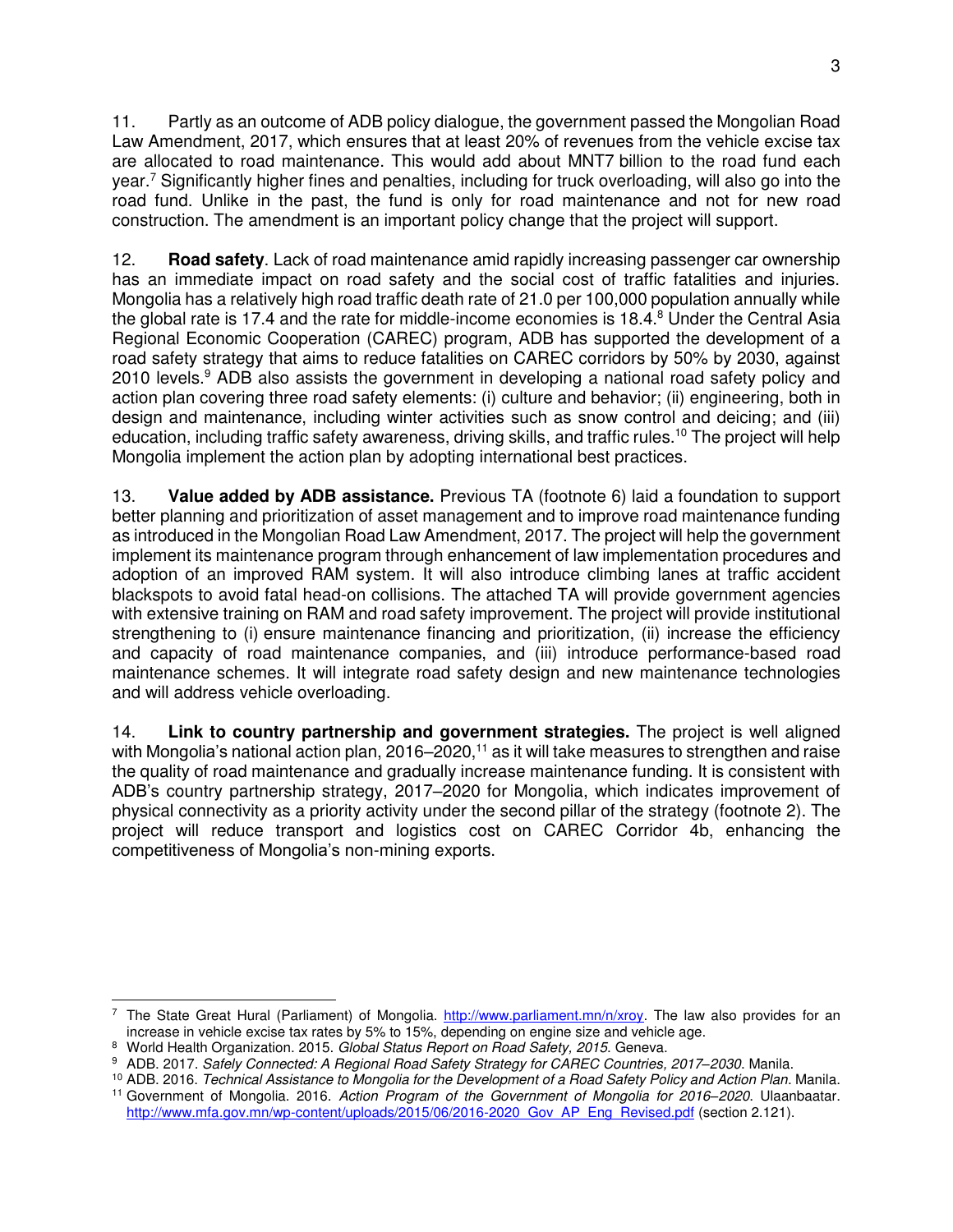11. Partly as an outcome of ADB policy dialogue, the government passed the Mongolian Road Law Amendment, 2017, which ensures that at least 20% of revenues from the vehicle excise tax are allocated to road maintenance. This would add about MNT7 billion to the road fund each year.[7] Significantly higher fines and penalties, including for truck overloading, will also go into the road fund. Unlike in the past, the fund is only for road maintenance and not for new road construction. The amendment is an important policy change that the project will support.

12. **Road safety**. Lack of road maintenance amid rapidly increasing passenger car ownership has an immediate impact on road safety and the social cost of traffic fatalities and injuries. Mongolia has a relatively high road traffic death rate of 21.0 per 100,000 population annually while the global rate is 17.4 and the rate for middle-income economies is 18.4.[8] Under the Central Asia Regional Economic Cooperation (CAREC) program, ADB has supported the development of a road safety strategy that aims to reduce fatalities on CAREC corridors by 50% by 2030, against 2010 levels.[9] ADB also assists the government in developing a national road safety policy and action plan covering three road safety elements: (i) culture and behavior; (ii) engineering, both in design and maintenance, including winter activities such as snow control and deicing; and (iii) education, including traffic safety awareness, driving skills, and traffic rules.[10] The project will help Mongolia implement the action plan by adopting international best practices.

13. **Value added by ADB assistance.** Previous TA (footnote 6) laid a foundation to support better planning and prioritization of asset management and to improve road maintenance funding as introduced in the Mongolian Road Law Amendment, 2017. The project will help the government implement its maintenance program through enhancement of law implementation procedures and adoption of an improved RAM system. It will also introduce climbing lanes at traffic accident blackspots to avoid fatal head-on collisions. The attached TA will provide government agencies with extensive training on RAM and road safety improvement. The project will provide institutional strengthening to (i) ensure maintenance financing and prioritization, (ii) increase the efficiency and capacity of road maintenance companies, and (iii) introduce performance-based road maintenance schemes. It will integrate road safety design and new maintenance technologies and will address vehicle overloading.

14. **Link to country partnership and government strategies.** The project is well aligned with Mongolia's national action plan, 2016–2020,[11] as it will take measures to strengthen and raise the quality of road maintenance and gradually increase maintenance funding. It is consistent with ADB's country partnership strategy, 2017–2020 for Mongolia, which indicates improvement of physical connectivity as a priority activity under the second pillar of the strategy (footnote 2). The project will reduce transport and logistics cost on CAREC Corridor 4b, enhancing the competitiveness of Mongolia's non-mining exports.

---

[7] The State Great Hural (Parliament) of Mongolia. http://www.parliament.mn/n/xroy. The law also provides for an increase in vehicle excise tax rates by 5% to 15%, depending on engine size and vehicle age.

[8] World Health Organization. 2015. *Global Status Report on Road Safety, 2015*. Geneva.

[9] ADB. 2017. *Safely Connected: A Regional Road Safety Strategy for CAREC Countries, 2017–2030*. Manila.

[10] ADB. 2016. *Technical Assistance to Mongolia for the Development of a Road Safety Policy and Action Plan*. Manila.

[11] Government of Mongolia. 2016. *Action Program of the Government of Mongolia for 2016–2020*. Ulaanbaatar. http://www.mfa.gov.mn/wp-content/uploads/2015/06/2016-2020_Gov_AP_Eng_Revised.pdf (section 2.121).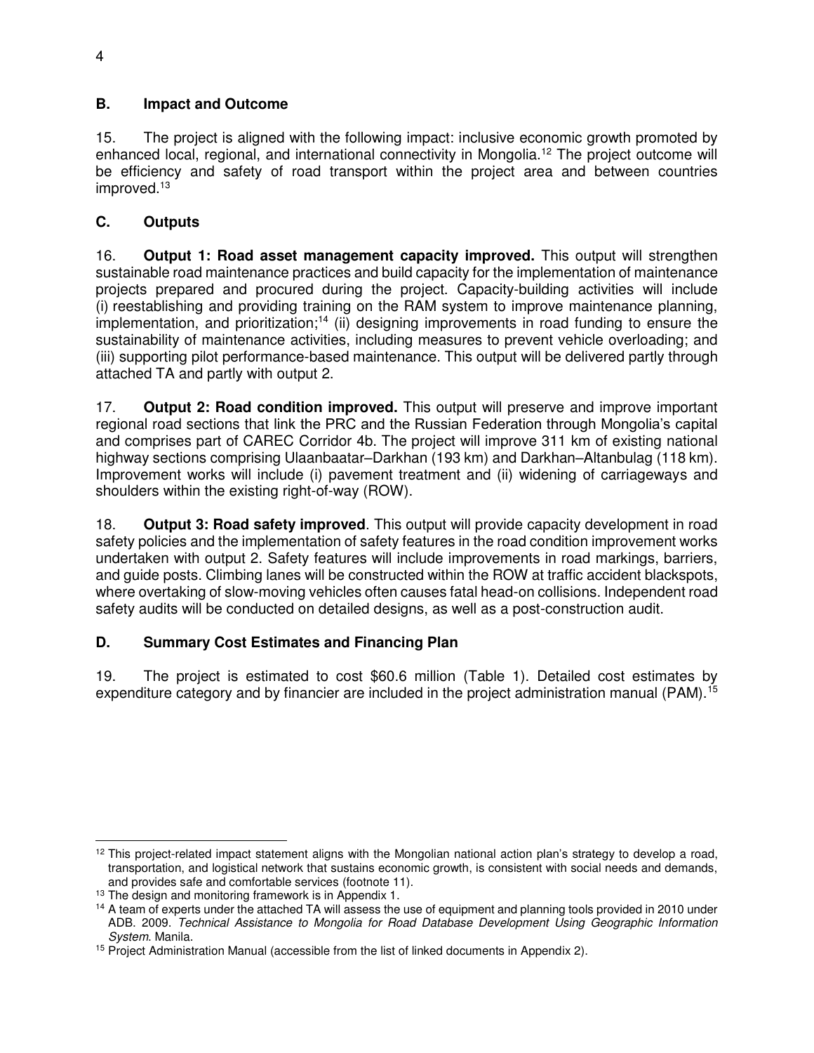## B. Impact and Outcome

15. The project is aligned with the following impact: inclusive economic growth promoted by enhanced local, regional, and international connectivity in Mongolia.[12] The project outcome will be efficiency and safety of road transport within the project area and between countries improved.[13]

## C. Outputs

16. **Output 1: Road asset management capacity improved.** This output will strengthen sustainable road maintenance practices and build capacity for the implementation of maintenance projects prepared and procured during the project. Capacity-building activities will include (i) reestablishing and providing training on the RAM system to improve maintenance planning, implementation, and prioritization;[14] (ii) designing improvements in road funding to ensure the sustainability of maintenance activities, including measures to prevent vehicle overloading; and (iii) supporting pilot performance-based maintenance. This output will be delivered partly through attached TA and partly with output 2.

17. **Output 2: Road condition improved.** This output will preserve and improve important regional road sections that link the PRC and the Russian Federation through Mongolia's capital and comprises part of CAREC Corridor 4b. The project will improve 311 km of existing national highway sections comprising Ulaanbaatar–Darkhan (193 km) and Darkhan–Altanbulag (118 km). Improvement works will include (i) pavement treatment and (ii) widening of carriageways and shoulders within the existing right-of-way (ROW).

18. **Output 3: Road safety improved**. This output will provide capacity development in road safety policies and the implementation of safety features in the road condition improvement works undertaken with output 2. Safety features will include improvements in road markings, barriers, and guide posts. Climbing lanes will be constructed within the ROW at traffic accident blackspots, where overtaking of slow-moving vehicles often causes fatal head-on collisions. Independent road safety audits will be conducted on detailed designs, as well as a post-construction audit.

## D. Summary Cost Estimates and Financing Plan

19. The project is estimated to cost $60.6 million (Table 1). Detailed cost estimates by expenditure category and by financier are included in the project administration manual (PAM).[15]

---

[12] This project-related impact statement aligns with the Mongolian national action plan's strategy to develop a road, transportation, and logistical network that sustains economic growth, is consistent with social needs and demands, and provides safe and comfortable services (footnote 11).

[13] The design and monitoring framework is in Appendix 1.

[14] A team of experts under the attached TA will assess the use of equipment and planning tools provided in 2010 under ADB. 2009. *Technical Assistance to Mongolia for Road Database Development Using Geographic Information System*. Manila.

[15] Project Administration Manual (accessible from the list of linked documents in Appendix 2).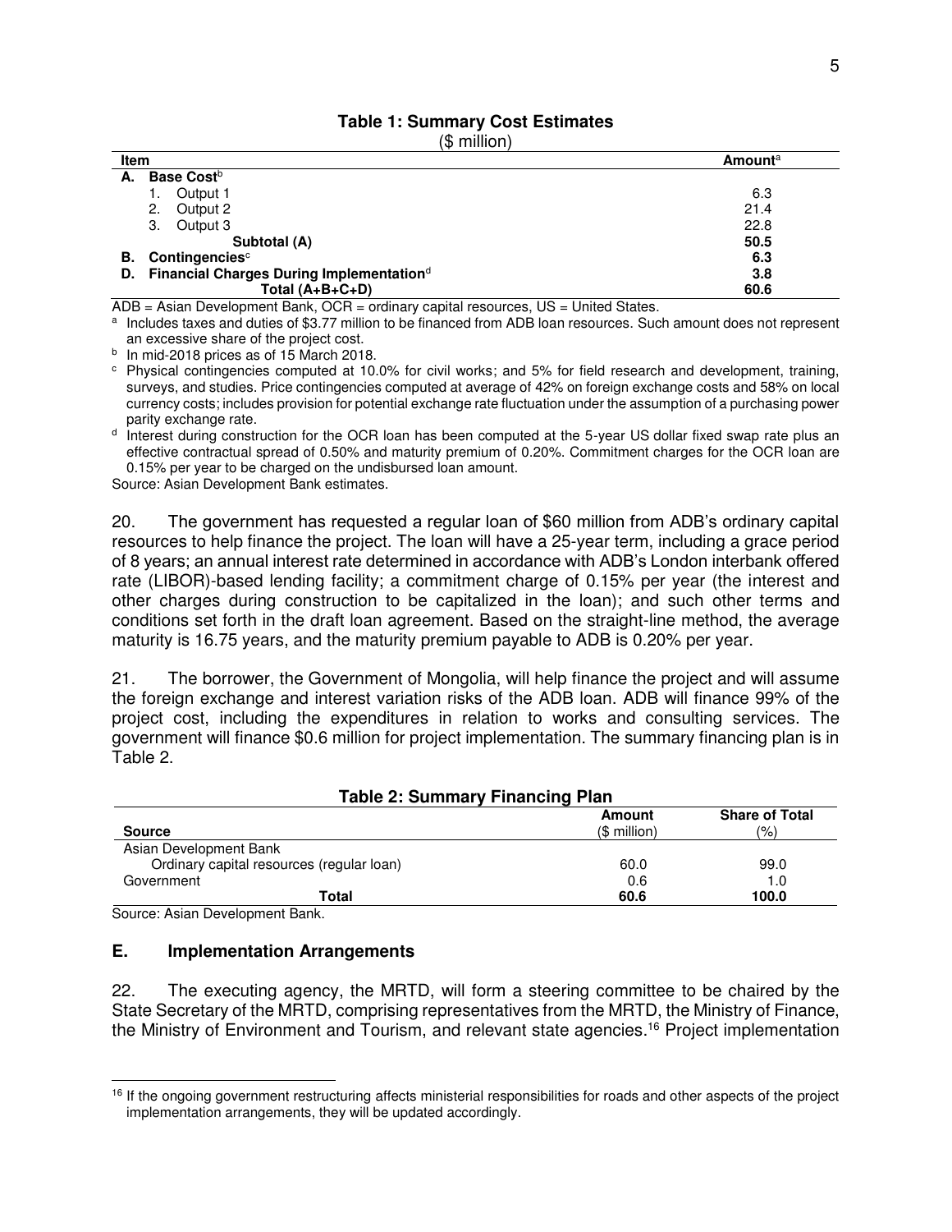**Table 1: Summary Cost Estimates**

($ million)

| Item | Amount[a] |
|---|---|
| **A. Base Cost[b]** | |
| 1. Output 1 | 6.3 |
| 2. Output 2 | 21.4 |
| 3. Output 3 | 22.8 |
| **Subtotal (A)** | **50.5** |
| **B. Contingencies[c]** | **6.3** |
| **D. Financial Charges During Implementation[d]** | **3.8** |
| **Total (A+B+C+D)** | **60.6** |

ADB = Asian Development Bank, OCR = ordinary capital resources, US = United States.

[a] Includes taxes and duties of $3.77 million to be financed from ADB loan resources. Such amount does not represent an excessive share of the project cost.

[b] In mid-2018 prices as of 15 March 2018.

[c] Physical contingencies computed at 10.0% for civil works; and 5% for field research and development, training, surveys, and studies. Price contingencies computed at average of 42% on foreign exchange costs and 58% on local currency costs; includes provision for potential exchange rate fluctuation under the assumption of a purchasing power parity exchange rate.

[d] Interest during construction for the OCR loan has been computed at the 5-year US dollar fixed swap rate plus an effective contractual spread of 0.50% and maturity premium of 0.20%. Commitment charges for the OCR loan are 0.15% per year to be charged on the undisbursed loan amount.

Source: Asian Development Bank estimates.

20. The government has requested a regular loan of $60 million from ADB's ordinary capital resources to help finance the project. The loan will have a 25-year term, including a grace period of 8 years; an annual interest rate determined in accordance with ADB's London interbank offered rate (LIBOR)-based lending facility; a commitment charge of 0.15% per year (the interest and other charges during construction to be capitalized in the loan); and such other terms and conditions set forth in the draft loan agreement. Based on the straight-line method, the average maturity is 16.75 years, and the maturity premium payable to ADB is 0.20% per year.

21. The borrower, the Government of Mongolia, will help finance the project and will assume the foreign exchange and interest variation risks of the ADB loan. ADB will finance 99% of the project cost, including the expenditures in relation to works and consulting services. The government will finance $0.6 million for project implementation. The summary financing plan is in Table 2.

**Table 2: Summary Financing Plan**

| Source | Amount ($ million) | Share of Total (%) |
|---|---|---|
| Asian Development Bank | | |
| Ordinary capital resources (regular loan) | 60.0 | 99.0 |
| Government | 0.6 | 1.0 |
| **Total** | **60.6** | **100.0** |

Source: Asian Development Bank.

## E. Implementation Arrangements

22. The executing agency, the MRTD, will form a steering committee to be chaired by the State Secretary of the MRTD, comprising representatives from the MRTD, the Ministry of Finance, the Ministry of Environment and Tourism, and relevant state agencies.[16] Project implementation

[16] If the ongoing government restructuring affects ministerial responsibilities for roads and other aspects of the project implementation arrangements, they will be updated accordingly.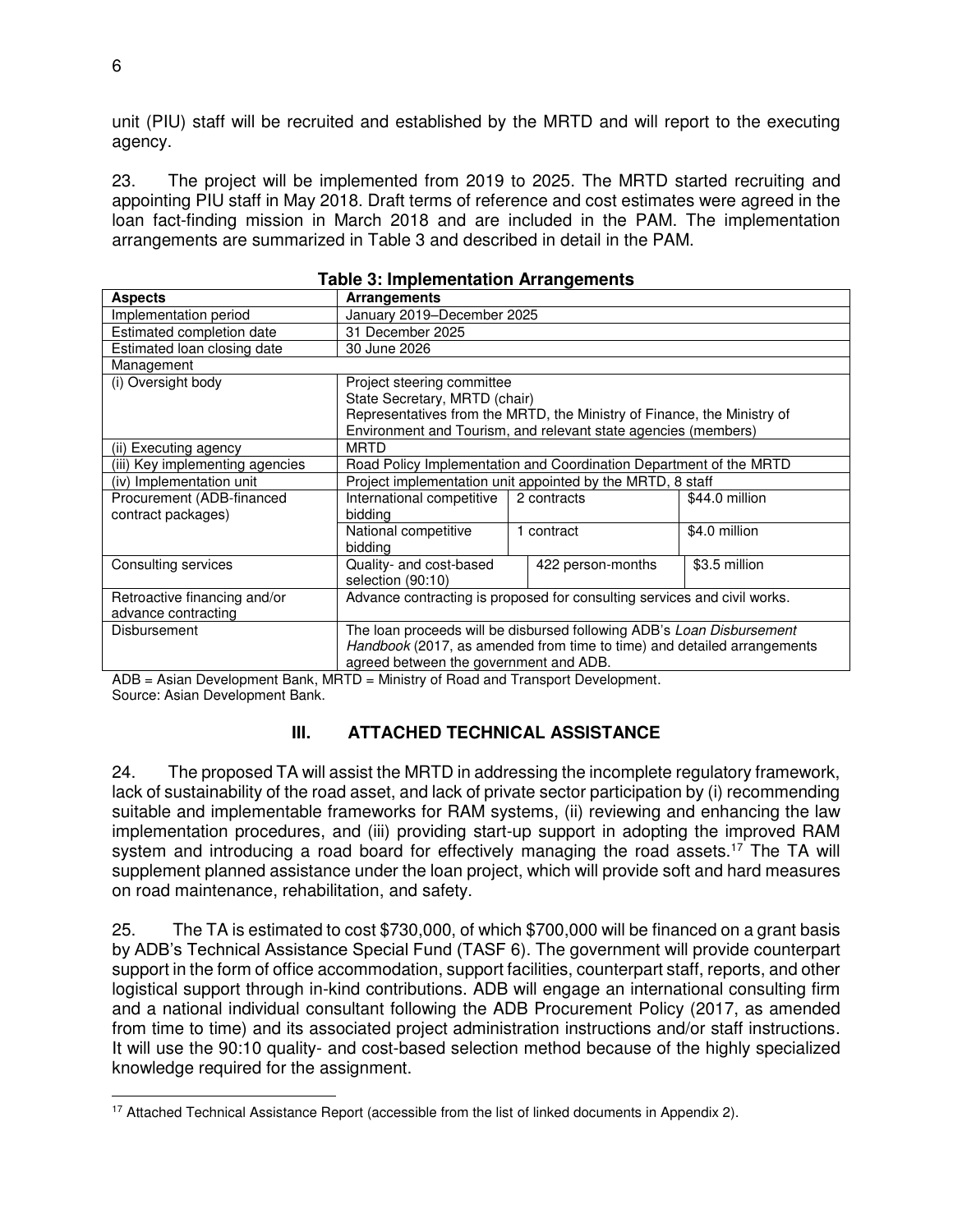unit (PIU) staff will be recruited and established by the MRTD and will report to the executing agency.

23. The project will be implemented from 2019 to 2025. The MRTD started recruiting and appointing PIU staff in May 2018. Draft terms of reference and cost estimates were agreed in the loan fact-finding mission in March 2018 and are included in the PAM. The implementation arrangements are summarized in Table 3 and described in detail in the PAM.

**Table 3: Implementation Arrangements**

| Aspects | Arrangements | | |
|---|---|---|---|
| Implementation period | January 2019–December 2025 | | |
| Estimated completion date | 31 December 2025 | | |
| Estimated loan closing date | 30 June 2026 | | |
| Management | | | |
| (i) Oversight body | Project steering committee<br>State Secretary, MRTD (chair)<br>Representatives from the MRTD, the Ministry of Finance, the Ministry of Environment and Tourism, and relevant state agencies (members) | | |
| (ii) Executing agency | MRTD | | |
| (iii) Key implementing agencies | Road Policy Implementation and Coordination Department of the MRTD | | |
| (iv) Implementation unit | Project implementation unit appointed by the MRTD, 8 staff | | |
| Procurement (ADB-financed contract packages) | International competitive bidding | 2 contracts | $44.0 million |
| | National competitive bidding | 1 contract | $4.0 million |
| Consulting services | Quality- and cost-based selection (90:10) | 422 person-months | $3.5 million |
| Retroactive financing and/or advance contracting | Advance contracting is proposed for consulting services and civil works. | | |
| Disbursement | The loan proceeds will be disbursed following ADB's *Loan Disbursement Handbook* (2017, as amended from time to time) and detailed arrangements agreed between the government and ADB. | | |

ADB = Asian Development Bank, MRTD = Ministry of Road and Transport Development.
Source: Asian Development Bank.

## III. ATTACHED TECHNICAL ASSISTANCE

24. The proposed TA will assist the MRTD in addressing the incomplete regulatory framework, lack of sustainability of the road asset, and lack of private sector participation by (i) recommending suitable and implementable frameworks for RAM systems, (ii) reviewing and enhancing the law implementation procedures, and (iii) providing start-up support in adopting the improved RAM system and introducing a road board for effectively managing the road assets.[17] The TA will supplement planned assistance under the loan project, which will provide soft and hard measures on road maintenance, rehabilitation, and safety.

25. The TA is estimated to cost $730,000, of which $700,000 will be financed on a grant basis by ADB's Technical Assistance Special Fund (TASF 6). The government will provide counterpart support in the form of office accommodation, support facilities, counterpart staff, reports, and other logistical support through in-kind contributions. ADB will engage an international consulting firm and a national individual consultant following the ADB Procurement Policy (2017, as amended from time to time) and its associated project administration instructions and/or staff instructions. It will use the 90:10 quality- and cost-based selection method because of the highly specialized knowledge required for the assignment.

[17] Attached Technical Assistance Report (accessible from the list of linked documents in Appendix 2).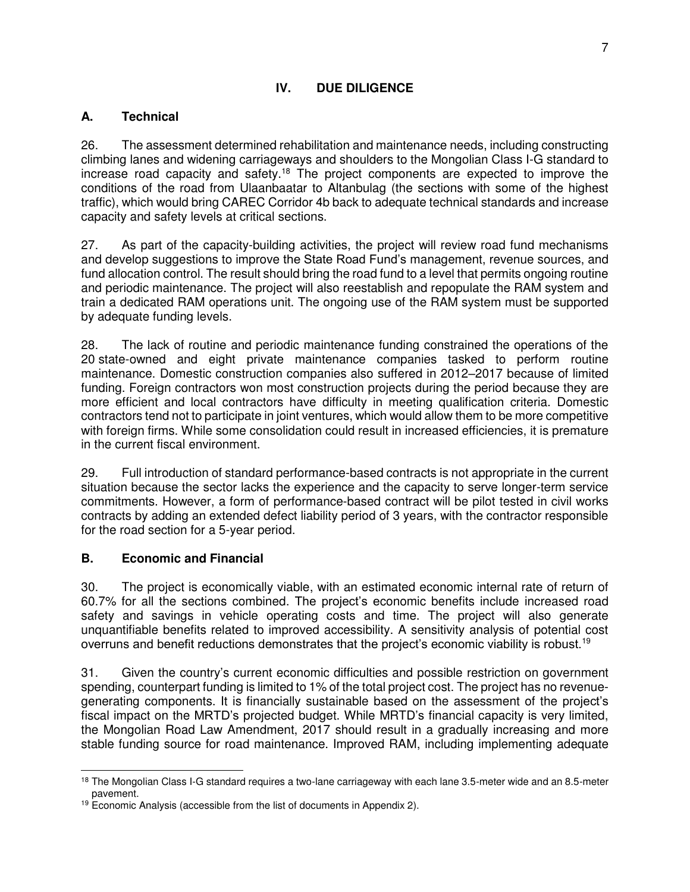# IV. DUE DILIGENCE

## A. Technical

26. The assessment determined rehabilitation and maintenance needs, including constructing climbing lanes and widening carriageways and shoulders to the Mongolian Class I-G standard to increase road capacity and safety.[18] The project components are expected to improve the conditions of the road from Ulaanbaatar to Altanbulag (the sections with some of the highest traffic), which would bring CAREC Corridor 4b back to adequate technical standards and increase capacity and safety levels at critical sections.

27. As part of the capacity-building activities, the project will review road fund mechanisms and develop suggestions to improve the State Road Fund's management, revenue sources, and fund allocation control. The result should bring the road fund to a level that permits ongoing routine and periodic maintenance. The project will also reestablish and repopulate the RAM system and train a dedicated RAM operations unit. The ongoing use of the RAM system must be supported by adequate funding levels.

28. The lack of routine and periodic maintenance funding constrained the operations of the 20 state-owned and eight private maintenance companies tasked to perform routine maintenance. Domestic construction companies also suffered in 2012–2017 because of limited funding. Foreign contractors won most construction projects during the period because they are more efficient and local contractors have difficulty in meeting qualification criteria. Domestic contractors tend not to participate in joint ventures, which would allow them to be more competitive with foreign firms. While some consolidation could result in increased efficiencies, it is premature in the current fiscal environment.

29. Full introduction of standard performance-based contracts is not appropriate in the current situation because the sector lacks the experience and the capacity to serve longer-term service commitments. However, a form of performance-based contract will be pilot tested in civil works contracts by adding an extended defect liability period of 3 years, with the contractor responsible for the road section for a 5-year period.

## B. Economic and Financial

30. The project is economically viable, with an estimated economic internal rate of return of 60.7% for all the sections combined. The project's economic benefits include increased road safety and savings in vehicle operating costs and time. The project will also generate unquantifiable benefits related to improved accessibility. A sensitivity analysis of potential cost overruns and benefit reductions demonstrates that the project's economic viability is robust.[19]

31. Given the country's current economic difficulties and possible restriction on government spending, counterpart funding is limited to 1% of the total project cost. The project has no revenue-generating components. It is financially sustainable based on the assessment of the project's fiscal impact on the MRTD's projected budget. While MRTD's financial capacity is very limited, the Mongolian Road Law Amendment, 2017 should result in a gradually increasing and more stable funding source for road maintenance. Improved RAM, including implementing adequate

---

[18] The Mongolian Class I-G standard requires a two-lane carriageway with each lane 3.5-meter wide and an 8.5-meter pavement.

[19] Economic Analysis (accessible from the list of documents in Appendix 2).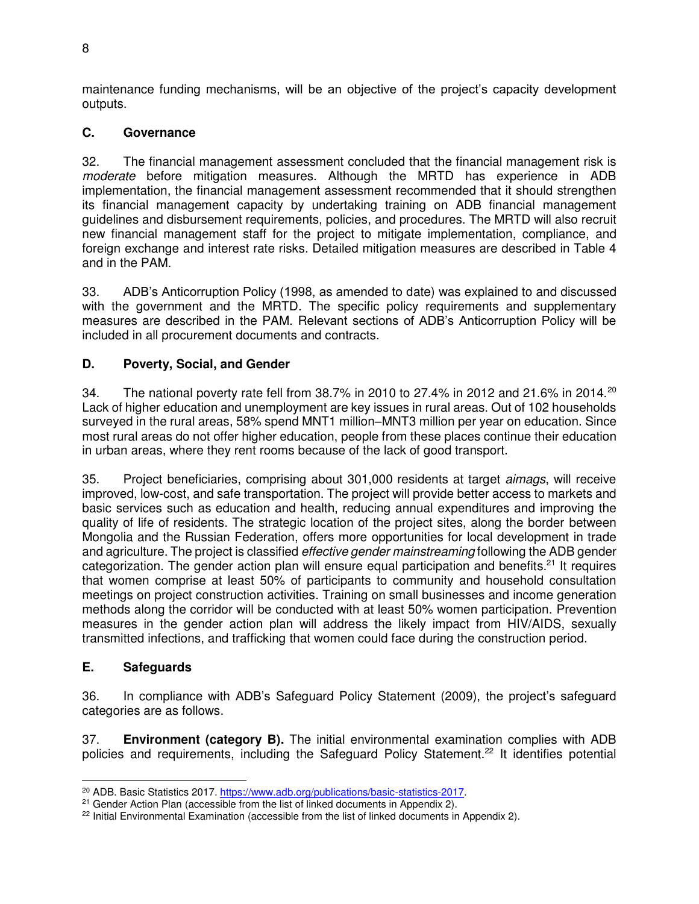maintenance funding mechanisms, will be an objective of the project's capacity development outputs.

## C. Governance

32. The financial management assessment concluded that the financial management risk is *moderate* before mitigation measures. Although the MRTD has experience in ADB implementation, the financial management assessment recommended that it should strengthen its financial management capacity by undertaking training on ADB financial management guidelines and disbursement requirements, policies, and procedures. The MRTD will also recruit new financial management staff for the project to mitigate implementation, compliance, and foreign exchange and interest rate risks. Detailed mitigation measures are described in Table 4 and in the PAM.

33. ADB's Anticorruption Policy (1998, as amended to date) was explained to and discussed with the government and the MRTD. The specific policy requirements and supplementary measures are described in the PAM. Relevant sections of ADB's Anticorruption Policy will be included in all procurement documents and contracts.

## D. Poverty, Social, and Gender

34. The national poverty rate fell from 38.7% in 2010 to 27.4% in 2012 and 21.6% in 2014.[20] Lack of higher education and unemployment are key issues in rural areas. Out of 102 households surveyed in the rural areas, 58% spend MNT1 million–MNT3 million per year on education. Since most rural areas do not offer higher education, people from these places continue their education in urban areas, where they rent rooms because of the lack of good transport.

35. Project beneficiaries, comprising about 301,000 residents at target *aimags*, will receive improved, low-cost, and safe transportation. The project will provide better access to markets and basic services such as education and health, reducing annual expenditures and improving the quality of life of residents. The strategic location of the project sites, along the border between Mongolia and the Russian Federation, offers more opportunities for local development in trade and agriculture. The project is classified *effective gender mainstreaming* following the ADB gender categorization. The gender action plan will ensure equal participation and benefits.[21] It requires that women comprise at least 50% of participants to community and household consultation meetings on project construction activities. Training on small businesses and income generation methods along the corridor will be conducted with at least 50% women participation. Prevention measures in the gender action plan will address the likely impact from HIV/AIDS, sexually transmitted infections, and trafficking that women could face during the construction period.

## E. Safeguards

36. In compliance with ADB's Safeguard Policy Statement (2009), the project's safeguard categories are as follows.

37. **Environment (category B).** The initial environmental examination complies with ADB policies and requirements, including the Safeguard Policy Statement.[22] It identifies potential

---

[20] ADB. Basic Statistics 2017. https://www.adb.org/publications/basic-statistics-2017.

[21] Gender Action Plan (accessible from the list of linked documents in Appendix 2).

[22] Initial Environmental Examination (accessible from the list of linked documents in Appendix 2).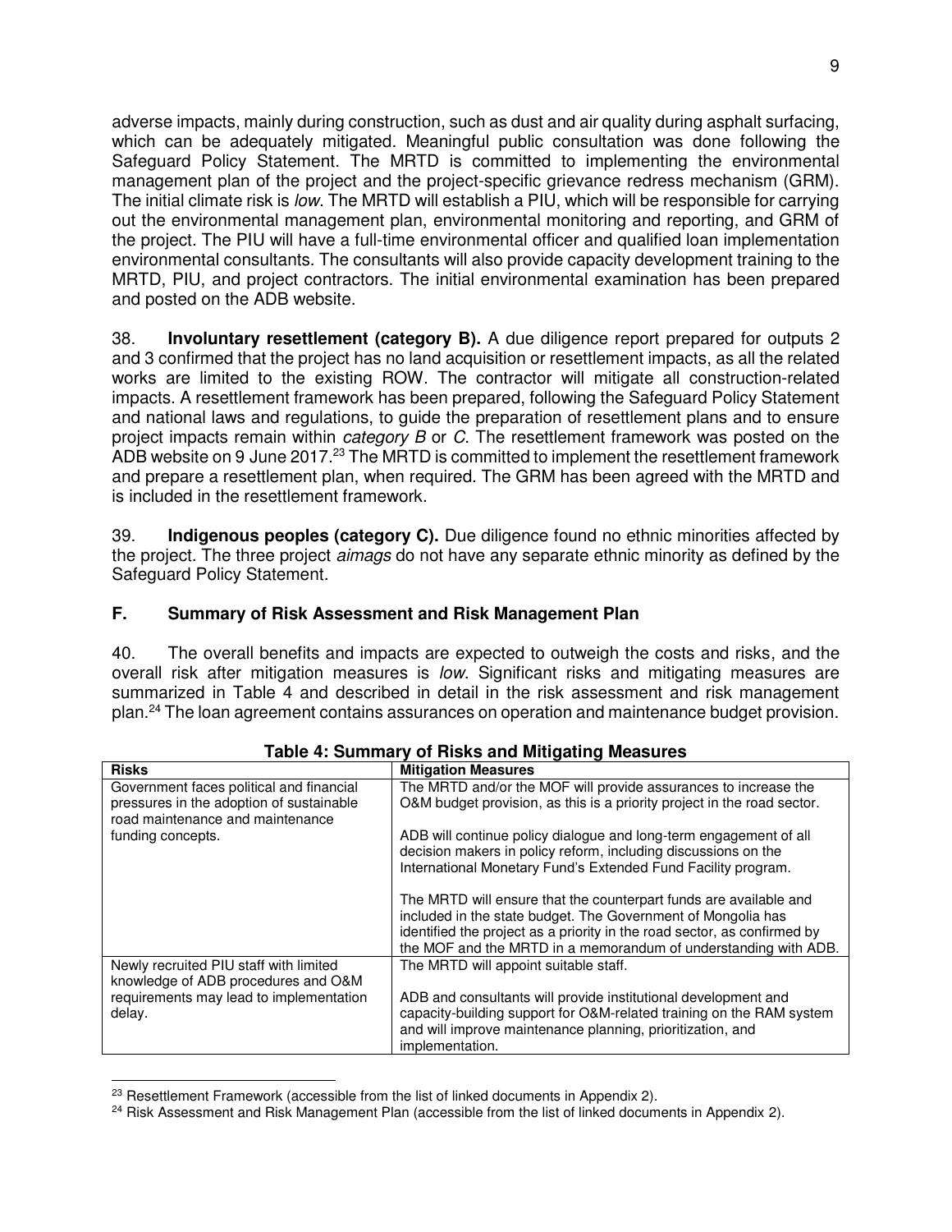adverse impacts, mainly during construction, such as dust and air quality during asphalt surfacing, which can be adequately mitigated. Meaningful public consultation was done following the Safeguard Policy Statement. The MRTD is committed to implementing the environmental management plan of the project and the project-specific grievance redress mechanism (GRM). The initial climate risk is *low*. The MRTD will establish a PIU, which will be responsible for carrying out the environmental management plan, environmental monitoring and reporting, and GRM of the project. The PIU will have a full-time environmental officer and qualified loan implementation environmental consultants. The consultants will also provide capacity development training to the MRTD, PIU, and project contractors. The initial environmental examination has been prepared and posted on the ADB website.

38. **Involuntary resettlement (category B).** A due diligence report prepared for outputs 2 and 3 confirmed that the project has no land acquisition or resettlement impacts, as all the related works are limited to the existing ROW. The contractor will mitigate all construction-related impacts. A resettlement framework has been prepared, following the Safeguard Policy Statement and national laws and regulations, to guide the preparation of resettlement plans and to ensure project impacts remain within *category B* or *C*. The resettlement framework was posted on the ADB website on 9 June 2017.[23] The MRTD is committed to implement the resettlement framework and prepare a resettlement plan, when required. The GRM has been agreed with the MRTD and is included in the resettlement framework.

39. **Indigenous peoples (category C).** Due diligence found no ethnic minorities affected by the project. The three project *aimags* do not have any separate ethnic minority as defined by the Safeguard Policy Statement.

## F. Summary of Risk Assessment and Risk Management Plan

40. The overall benefits and impacts are expected to outweigh the costs and risks, and the overall risk after mitigation measures is *low*. Significant risks and mitigating measures are summarized in Table 4 and described in detail in the risk assessment and risk management plan.[24] The loan agreement contains assurances on operation and maintenance budget provision.

**Table 4: Summary of Risks and Mitigating Measures**

| Risks | Mitigation Measures |
|---|---|
| Government faces political and financial pressures in the adoption of sustainable road maintenance and maintenance funding concepts. | The MRTD and/or the MOF will provide assurances to increase the O&M budget provision, as this is a priority project in the road sector.<br><br>ADB will continue policy dialogue and long-term engagement of all decision makers in policy reform, including discussions on the International Monetary Fund's Extended Fund Facility program.<br><br>The MRTD will ensure that the counterpart funds are available and included in the state budget. The Government of Mongolia has identified the project as a priority in the road sector, as confirmed by the MOF and the MRTD in a memorandum of understanding with ADB. |
| Newly recruited PIU staff with limited knowledge of ADB procedures and O&M requirements may lead to implementation delay. | The MRTD will appoint suitable staff.<br><br>ADB and consultants will provide institutional development and capacity-building support for O&M-related training on the RAM system and will improve maintenance planning, prioritization, and implementation. |

[23] Resettlement Framework (accessible from the list of linked documents in Appendix 2).

[24] Risk Assessment and Risk Management Plan (accessible from the list of linked documents in Appendix 2).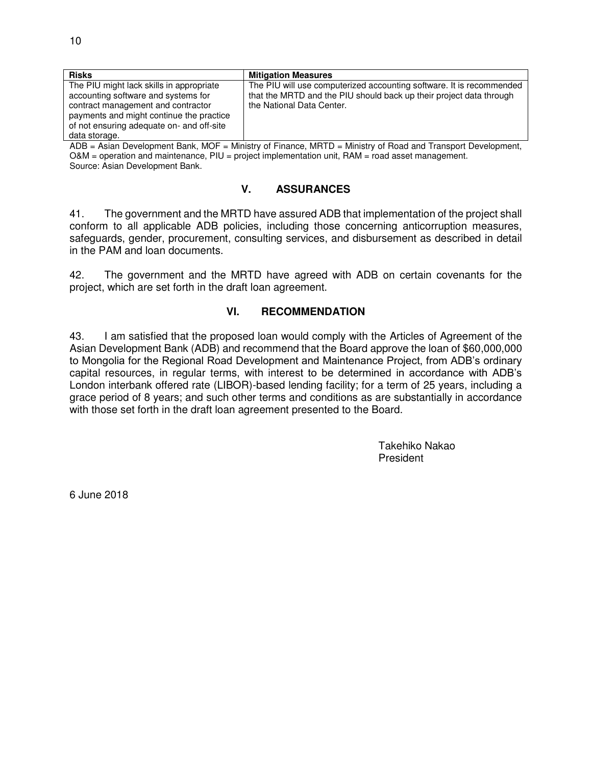| Risks | Mitigation Measures |
| --- | --- |
| The PIU might lack skills in appropriate accounting software and systems for contract management and contractor payments and might continue the practice of not ensuring adequate on- and off-site data storage. | The PIU will use computerized accounting software. It is recommended that the MRTD and the PIU should back up their project data through the National Data Center. |

ADB = Asian Development Bank, MOF = Ministry of Finance, MRTD = Ministry of Road and Transport Development, O&M = operation and maintenance, PIU = project implementation unit, RAM = road asset management.
Source: Asian Development Bank.

## V. ASSURANCES

41. The government and the MRTD have assured ADB that implementation of the project shall conform to all applicable ADB policies, including those concerning anticorruption measures, safeguards, gender, procurement, consulting services, and disbursement as described in detail in the PAM and loan documents.

42. The government and the MRTD have agreed with ADB on certain covenants for the project, which are set forth in the draft loan agreement.

## VI. RECOMMENDATION

43. I am satisfied that the proposed loan would comply with the Articles of Agreement of the Asian Development Bank (ADB) and recommend that the Board approve the loan of $60,000,000 to Mongolia for the Regional Road Development and Maintenance Project, from ADB's ordinary capital resources, in regular terms, with interest to be determined in accordance with ADB's London interbank offered rate (LIBOR)-based lending facility; for a term of 25 years, including a grace period of 8 years; and such other terms and conditions as are substantially in accordance with those set forth in the draft loan agreement presented to the Board.

Takehiko Nakao
President

6 June 2018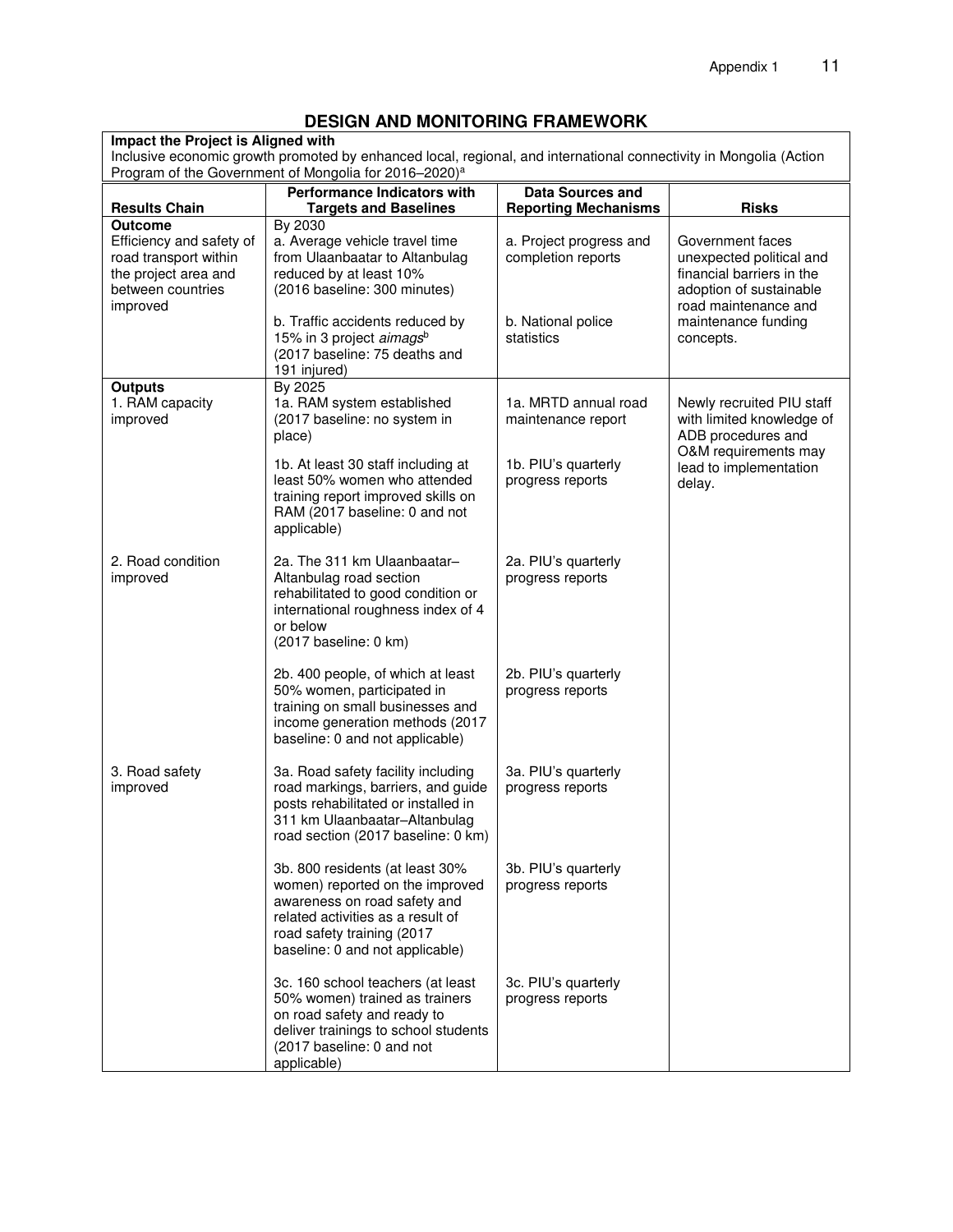# DESIGN AND MONITORING FRAMEWORK

**Impact the Project is Aligned with**

Inclusive economic growth promoted by enhanced local, regional, and international connectivity in Mongolia (Action Program of the Government of Mongolia for 2016–2020)[a]

| Results Chain | Performance Indicators with Targets and Baselines | Data Sources and Reporting Mechanisms | Risks |
|---|---|---|---|
| **Outcome**<br>Efficiency and safety of road transport within the project area and between countries improved | By 2030<br>a. Average vehicle travel time from Ulaanbaatar to Altanbulag reduced by at least 10% (2016 baseline: 300 minutes)<br><br>b. Traffic accidents reduced by 15% in 3 project *aimags*[b] (2017 baseline: 75 deaths and 191 injured) | a. Project progress and completion reports<br><br>b. National police statistics | Government faces unexpected political and financial barriers in the adoption of sustainable road maintenance and maintenance funding concepts. |
| **Outputs**<br>1. RAM capacity improved | By 2025<br>1a. RAM system established (2017 baseline: no system in place)<br><br>1b. At least 30 staff including at least 50% women who attended training report improved skills on RAM (2017 baseline: 0 and not applicable) | 1a. MRTD annual road maintenance report<br><br>1b. PIU's quarterly progress reports | Newly recruited PIU staff with limited knowledge of ADB procedures and O&M requirements may lead to implementation delay. |
| 2. Road condition improved | 2a. The 311 km Ulaanbaatar–Altanbulag road section rehabilitated to good condition or international roughness index of 4 or below (2017 baseline: 0 km)<br><br>2b. 400 people, of which at least 50% women, participated in training on small businesses and income generation methods (2017 baseline: 0 and not applicable) | 2a. PIU's quarterly progress reports<br><br>2b. PIU's quarterly progress reports | |
| 3. Road safety improved | 3a. Road safety facility including road markings, barriers, and guide posts rehabilitated or installed in 311 km Ulaanbaatar–Altanbulag road section (2017 baseline: 0 km)<br><br>3b. 800 residents (at least 30% women) reported on the improved awareness on road safety and related activities as a result of road safety training (2017 baseline: 0 and not applicable)<br><br>3c. 160 school teachers (at least 50% women) trained as trainers on road safety and ready to deliver trainings to school students (2017 baseline: 0 and not applicable) | 3a. PIU's quarterly progress reports<br><br>3b. PIU's quarterly progress reports<br><br>3c. PIU's quarterly progress reports | |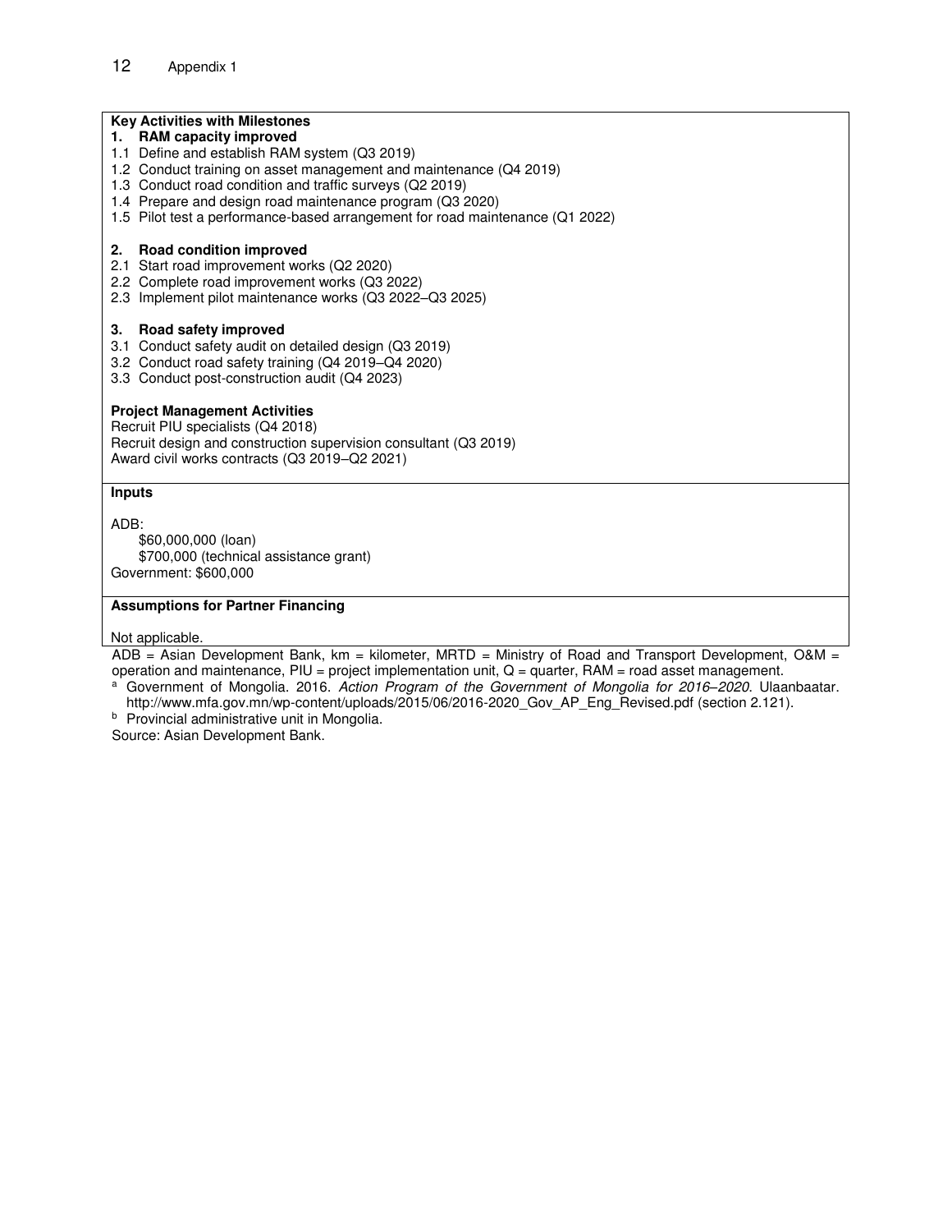**Key Activities with Milestones**

**1. RAM capacity improved**

1.1 Define and establish RAM system (Q3 2019)
1.2 Conduct training on asset management and maintenance (Q4 2019)
1.3 Conduct road condition and traffic surveys (Q2 2019)
1.4 Prepare and design road maintenance program (Q3 2020)
1.5 Pilot test a performance-based arrangement for road maintenance (Q1 2022)

**2. Road condition improved**

2.1 Start road improvement works (Q2 2020)
2.2 Complete road improvement works (Q3 2022)
2.3 Implement pilot maintenance works (Q3 2022–Q3 2025)

**3. Road safety improved**

3.1 Conduct safety audit on detailed design (Q3 2019)
3.2 Conduct road safety training (Q4 2019–Q4 2020)
3.3 Conduct post-construction audit (Q4 2023)

**Project Management Activities**

Recruit PIU specialists (Q4 2018)
Recruit design and construction supervision consultant (Q3 2019)
Award civil works contracts (Q3 2019–Q2 2021)

**Inputs**

ADB:
- $60,000,000 (loan)
- $700,000 (technical assistance grant)

Government: $600,000

**Assumptions for Partner Financing**

Not applicable.

ADB = Asian Development Bank, km = kilometer, MRTD = Ministry of Road and Transport Development, O&M = operation and maintenance, PIU = project implementation unit, Q = quarter, RAM = road asset management.

[a] Government of Mongolia. 2016. *Action Program of the Government of Mongolia for 2016–2020*. Ulaanbaatar. http://www.mfa.gov.mn/wp-content/uploads/2015/06/2016-2020_Gov_AP_Eng_Revised.pdf (section 2.121).

[b] Provincial administrative unit in Mongolia.

Source: Asian Development Bank.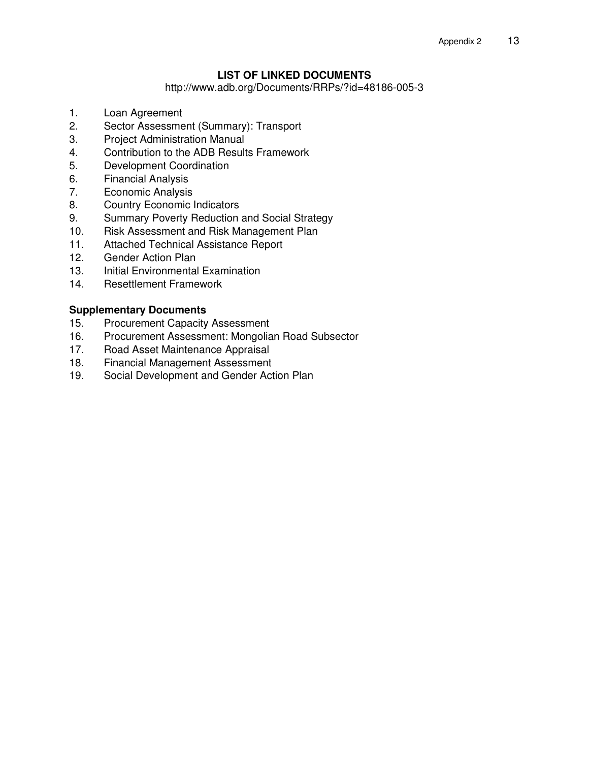# LIST OF LINKED DOCUMENTS

http://www.adb.org/Documents/RRPs/?id=48186-005-3

1. Loan Agreement
2. Sector Assessment (Summary): Transport
3. Project Administration Manual
4. Contribution to the ADB Results Framework
5. Development Coordination
6. Financial Analysis
7. Economic Analysis
8. Country Economic Indicators
9. Summary Poverty Reduction and Social Strategy
10. Risk Assessment and Risk Management Plan
11. Attached Technical Assistance Report
12. Gender Action Plan
13. Initial Environmental Examination
14. Resettlement Framework

**Supplementary Documents**

15. Procurement Capacity Assessment
16. Procurement Assessment: Mongolian Road Subsector
17. Road Asset Maintenance Appraisal
18. Financial Management Assessment
19. Social Development and Gender Action Plan